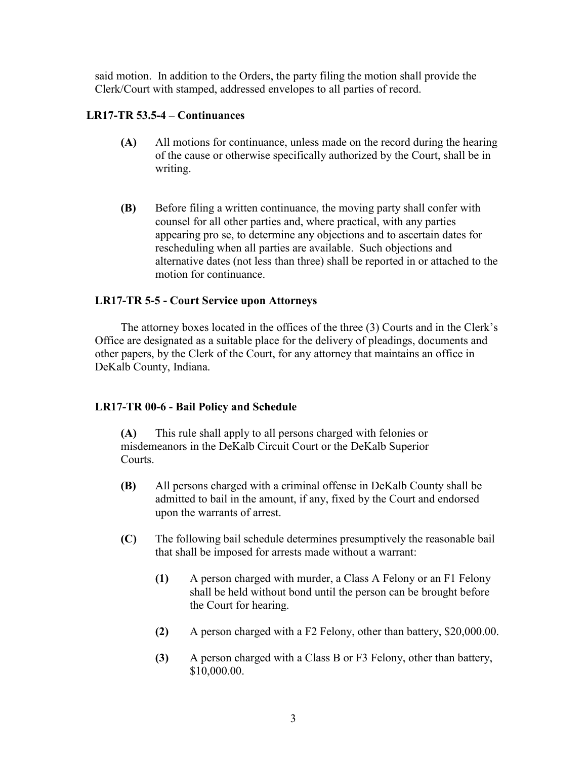said motion. In addition to the Orders, the party filing the motion shall provide the Clerk/Court with stamped, addressed envelopes to all parties of record.

### LR17-TR 53.5-4 – Continuances

**(A)** All motions for continuance, unless made on the record during the hearing of the cause or otherwise specifically authorized by the Court, shall be in writing.

**(B)** Before filing a written continuance, the moving party shall confer with counsel for all other parties and, where practical, with any parties appearing pro se, to determine any objections and to ascertain dates for rescheduling when all parties are available. Such objections and alternative dates (not less than three) shall be reported in or attached to the motion for continuance.

### LR17-TR 5-5 - Court Service upon Attorneys

The attorney boxes located in the offices of the three (3) Courts and in the Clerk's Office are designated as a suitable place for the delivery of pleadings, documents and other papers, by the Clerk of the Court, for any attorney that maintains an office in DeKalb County, Indiana.

### LR17-TR 00-6 - Bail Policy and Schedule

**(A)** This rule shall apply to all persons charged with felonies or misdemeanors in the DeKalb Circuit Court or the DeKalb Superior Courts.

**(B)** All persons charged with a criminal offense in DeKalb County shall be admitted to bail in the amount, if any, fixed by the Court and endorsed upon the warrants of arrest.

**(C)** The following bail schedule determines presumptively the reasonable bail that shall be imposed for arrests made without a warrant:

**(1)** A person charged with murder, a Class A Felony or an F1 Felony shall be held without bond until the person can be brought before the Court for hearing.

**(2)** A person charged with a F2 Felony, other than battery, \$20,000.00.

**(3)** A person charged with a Class B or F3 Felony, other than battery, \$10,000.00.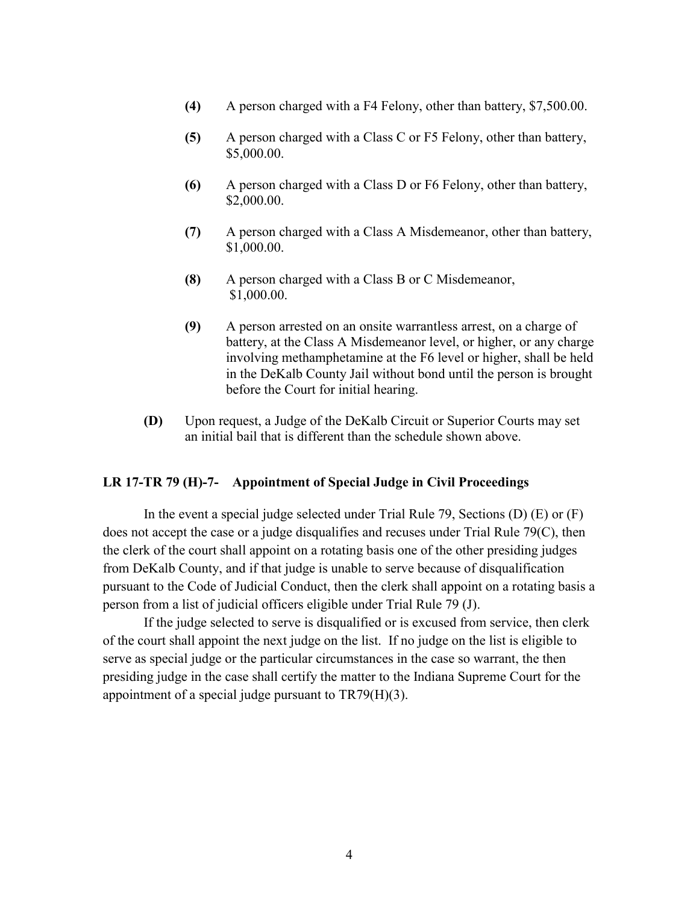**(4)** A person charged with a F4 Felony, other than battery, $7,500.00.

**(5)** A person charged with a Class C or F5 Felony, other than battery, $5,000.00.

**(6)** A person charged with a Class D or F6 Felony, other than battery, $2,000.00.

**(7)** A person charged with a Class A Misdemeanor, other than battery, $1,000.00.

**(8)** A person charged with a Class B or C Misdemeanor, $1,000.00.

**(9)** A person arrested on an onsite warrantless arrest, on a charge of battery, at the Class A Misdemeanor level, or higher, or any charge involving methamphetamine at the F6 level or higher, shall be held in the DeKalb County Jail without bond until the person is brought before the Court for initial hearing.

**(D)** Upon request, a Judge of the DeKalb Circuit or Superior Courts may set an initial bail that is different than the schedule shown above.

**LR 17-TR 79 (H)-7- Appointment of Special Judge in Civil Proceedings**

In the event a special judge selected under Trial Rule 79, Sections (D) (E) or (F) does not accept the case or a judge disqualifies and recuses under Trial Rule 79(C), then the clerk of the court shall appoint on a rotating basis one of the other presiding judges from DeKalb County, and if that judge is unable to serve because of disqualification pursuant to the Code of Judicial Conduct, then the clerk shall appoint on a rotating basis a person from a list of judicial officers eligible under Trial Rule 79 (J).

If the judge selected to serve is disqualified or is excused from service, then clerk of the court shall appoint the next judge on the list. If no judge on the list is eligible to serve as special judge or the particular circumstances in the case so warrant, the then presiding judge in the case shall certify the matter to the Indiana Supreme Court for the appointment of a special judge pursuant to TR79(H)(3).